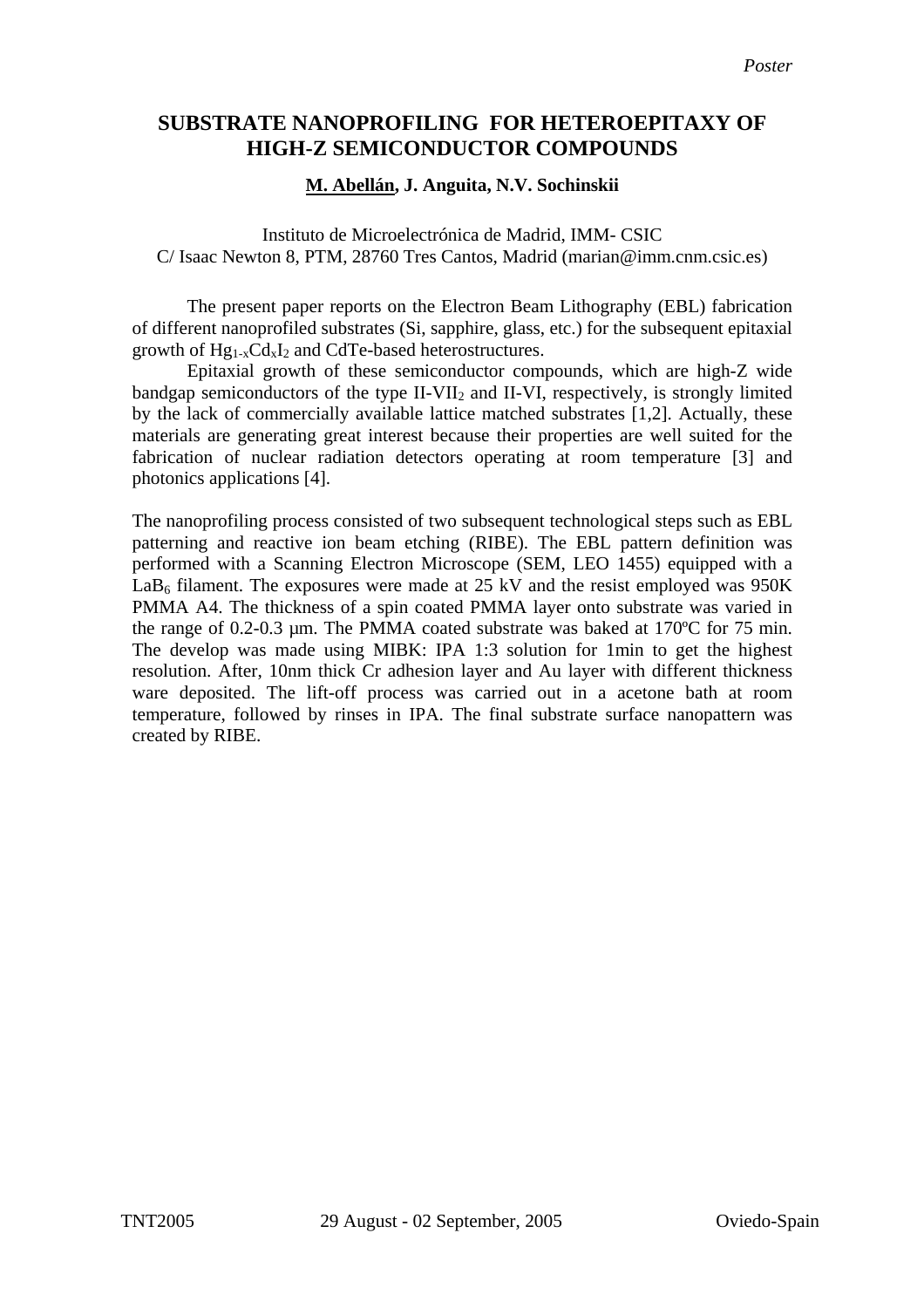*Poster*

# SUBSTRATE NANOPROFILING FOR HETEROEPITAXY OF HIGH-Z SEMICONDUCTOR COMPOUNDS

**M. Abellán, J. Anguita, N.V. Sochinskii**

Instituto de Microelectrónica de Madrid, IMM- CSIC
C/ Isaac Newton 8, PTM, 28760 Tres Cantos, Madrid (marian@imm.cnm.csic.es)

The present paper reports on the Electron Beam Lithography (EBL) fabrication of different nanoprofiled substrates (Si, sapphire, glass, etc.) for the subsequent epitaxial growth of $Hg_{1-x}Cd_xI_2$ and CdTe-based heterostructures.

Epitaxial growth of these semiconductor compounds, which are high-Z wide bandgap semiconductors of the type $II\text{-}VII_2$ and II-VI, respectively, is strongly limited by the lack of commercially available lattice matched substrates [1,2]. Actually, these materials are generating great interest because their properties are well suited for the fabrication of nuclear radiation detectors operating at room temperature [3] and photonics applications [4].

The nanoprofiling process consisted of two subsequent technological steps such as EBL patterning and reactive ion beam etching (RIBE). The EBL pattern definition was performed with a Scanning Electron Microscope (SEM, LEO 1455) equipped with a $LaB_6$ filament. The exposures were made at 25 kV and the resist employed was 950K PMMA A4. The thickness of a spin coated PMMA layer onto substrate was varied in the range of 0.2-0.3 µm. The PMMA coated substrate was baked at 170ºC for 75 min. The develop was made using MIBK: IPA 1:3 solution for 1min to get the highest resolution. After, 10nm thick Cr adhesion layer and Au layer with different thickness ware deposited. The lift-off process was carried out in a acetone bath at room temperature, followed by rinses in IPA. The final substrate surface nanopattern was created by RIBE.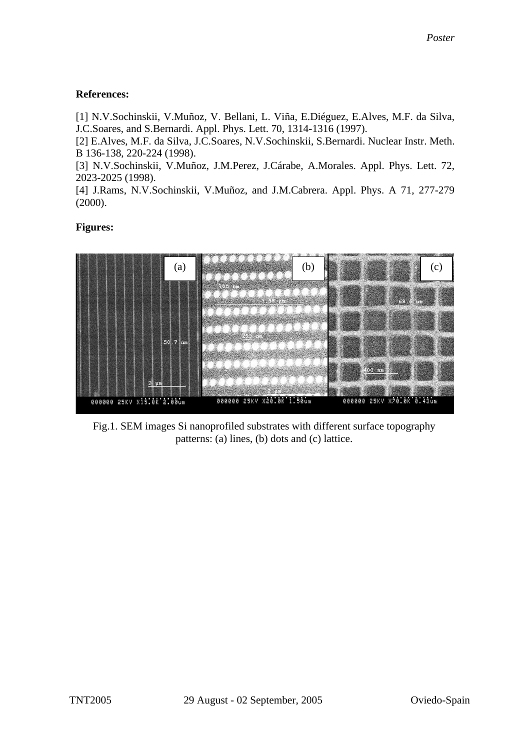**References:**

[1] N.V.Sochinskii, V.Muñoz, V. Bellani, L. Viña, E.Diéguez, E.Alves, M.F. da Silva, J.C.Soares, and S.Bernardi. Appl. Phys. Lett. 70, 1314-1316 (1997).
[2] E.Alves, M.F. da Silva, J.C.Soares, N.V.Sochinskii, S.Bernardi. Nuclear Instr. Meth. B 136-138, 220-224 (1998).
[3] N.V.Sochinskii, V.Muñoz, J.M.Perez, J.Cárabe, A.Morales. Appl. Phys. Lett. 72, 2023-2025 (1998).
[4] J.Rams, N.V.Sochinskii, V.Muñoz, and J.M.Cabrera. Appl. Phys. A 71, 277-279 (2000).

**Figures:**

Fig.1. SEM images Si nanoprofiled substrates with different surface topography patterns: (a) lines, (b) dots and (c) lattice.